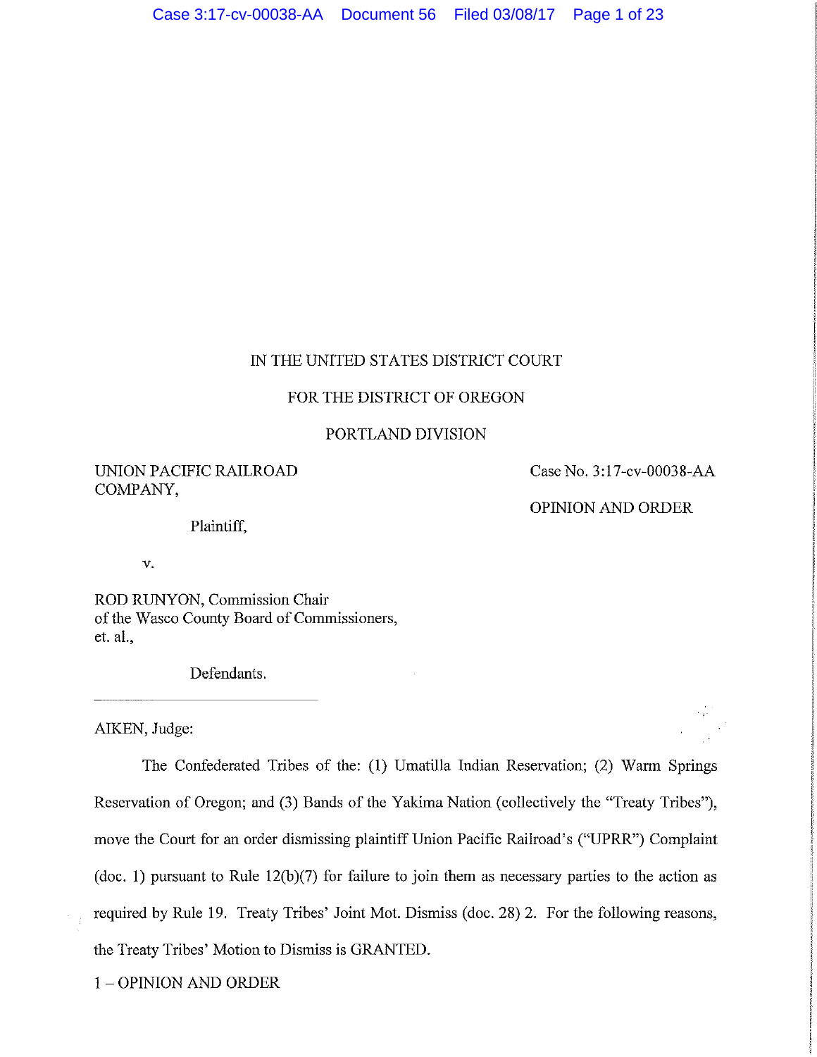IN THE UNITED STATES DISTRICT COURT

FOR THE DISTRICT OF OREGON

PORTLAND DIVISION

UNION PACIFIC RAILROAD COMPANY,

Plaintiff,

v.

ROD RUNYON, Commission Chair of the Wasco County Board of Commissioners, et. al.,

Defendants.

Case No. 3:17-cv-00038-AA

OPINION AND ORDER

---

AIKEN, Judge:

The Confederated Tribes of the: (1) Umatilla Indian Reservation; (2) Warm Springs Reservation of Oregon; and (3) Bands of the Yakima Nation (collectively the "Treaty Tribes"), move the Court for an order dismissing plaintiff Union Pacific Railroad's ("UPRR") Complaint (doc. 1) pursuant to Rule 12(b)(7) for failure to join them as necessary parties to the action as required by Rule 19. Treaty Tribes' Joint Mot. Dismiss (doc. 28) 2. For the following reasons, the Treaty Tribes' Motion to Dismiss is GRANTED.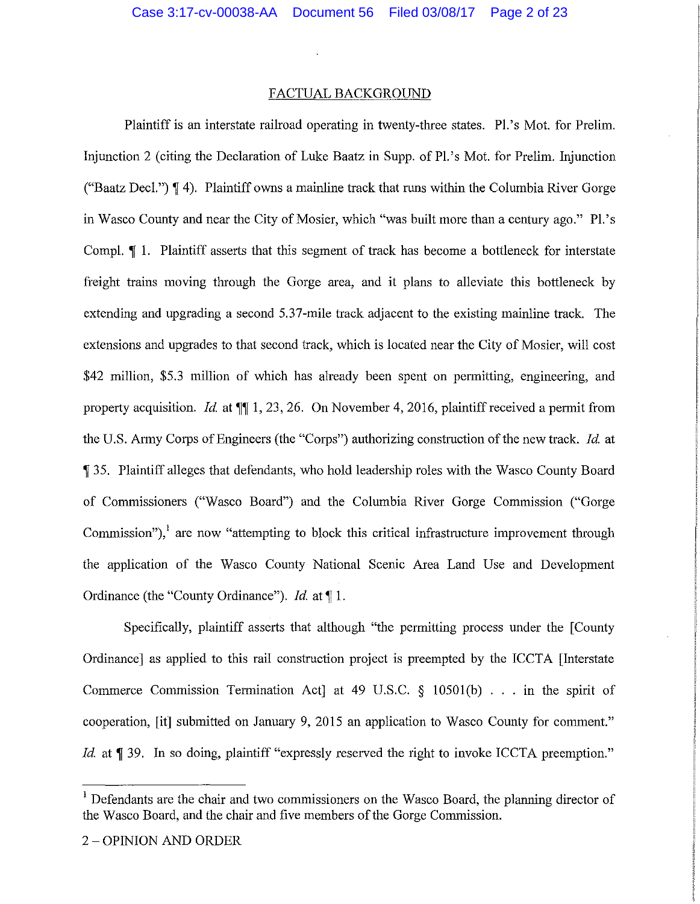## FACTUAL BACKGROUND

Plaintiff is an interstate railroad operating in twenty-three states. Pl.'s Mot. for Prelim. Injunction 2 (citing the Declaration of Luke Baatz in Supp. of Pl.'s Mot. for Prelim. Injunction ("Baatz Decl.") ¶ 4). Plaintiff owns a mainline track that runs within the Columbia River Gorge in Wasco County and near the City of Mosier, which "was built more than a century ago." Pl.'s Compl. ¶ 1. Plaintiff asserts that this segment of track has become a bottleneck for interstate freight trains moving through the Gorge area, and it plans to alleviate this bottleneck by extending and upgrading a second 5.37-mile track adjacent to the existing mainline track. The extensions and upgrades to that second track, which is located near the City of Mosier, will cost $42 million, $5.3 million of which has already been spent on permitting, engineering, and property acquisition. *Id.* at ¶¶ 1, 23, 26. On November 4, 2016, plaintiff received a permit from the U.S. Army Corps of Engineers (the "Corps") authorizing construction of the new track. *Id.* at ¶ 35. Plaintiff alleges that defendants, who hold leadership roles with the Wasco County Board of Commissioners ("Wasco Board") and the Columbia River Gorge Commission ("Gorge Commission"),[1] are now "attempting to block this critical infrastructure improvement through the application of the Wasco County National Scenic Area Land Use and Development Ordinance (the "County Ordinance"). *Id.* at ¶ 1.

Specifically, plaintiff asserts that although "the permitting process under the [County Ordinance] as applied to this rail construction project is preempted by the ICCTA [Interstate Commerce Commission Termination Act] at 49 U.S.C. § 10501(b) . . . in the spirit of cooperation, [it] submitted on January 9, 2015 an application to Wasco County for comment." *Id.* at ¶ 39. In so doing, plaintiff "expressly reserved the right to invoke ICCTA preemption."

[1] Defendants are the chair and two commissioners on the Wasco Board, the planning director of the Wasco Board, and the chair and five members of the Gorge Commission.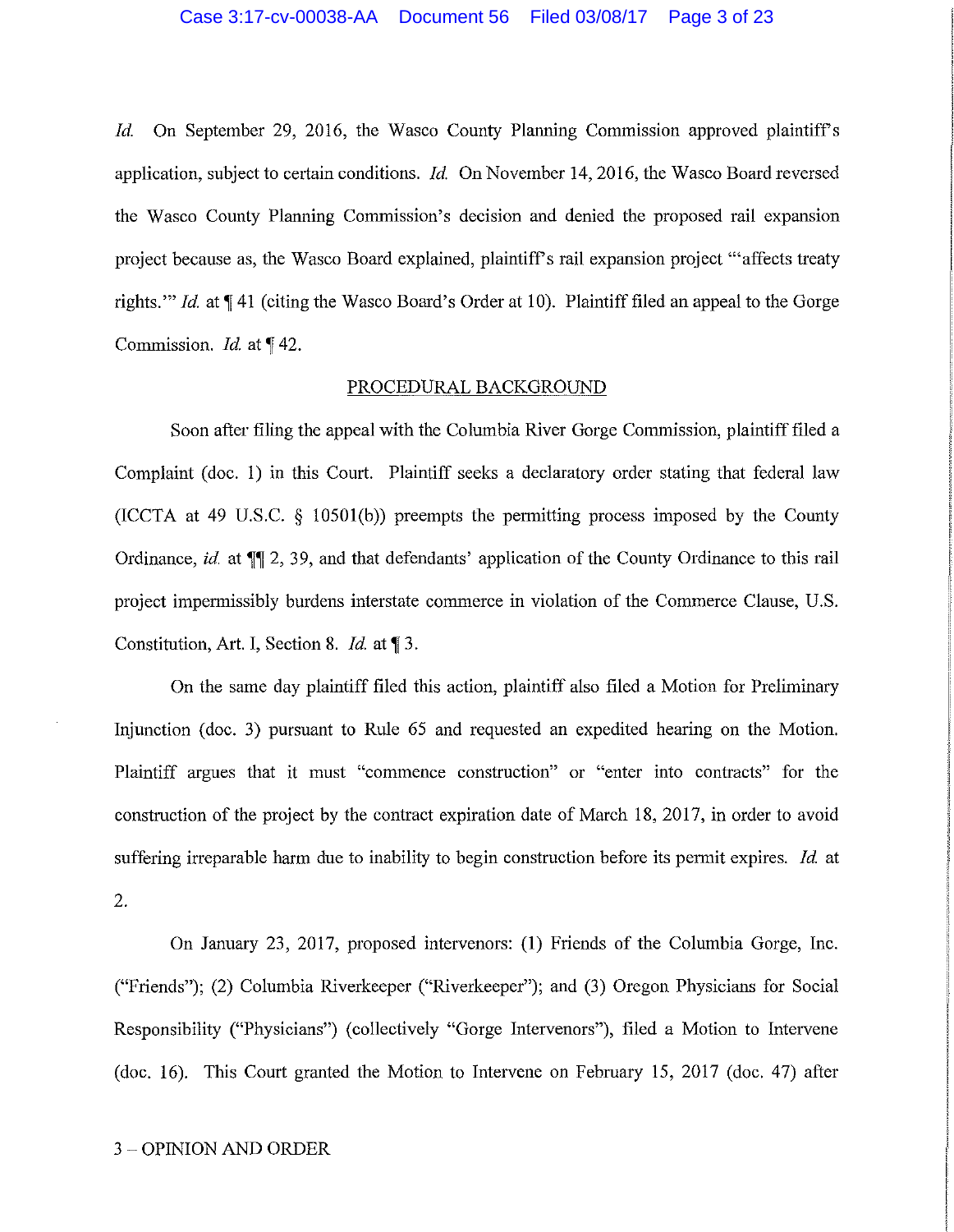*Id.* On September 29, 2016, the Wasco County Planning Commission approved plaintiff's application, subject to certain conditions. *Id.* On November 14, 2016, the Wasco Board reversed the Wasco County Planning Commission's decision and denied the proposed rail expansion project because as, the Wasco Board explained, plaintiff's rail expansion project "'affects treaty rights.'" *Id.* at ¶ 41 (citing the Wasco Board's Order at 10). Plaintiff filed an appeal to the Gorge Commission. *Id.* at ¶ 42.

## PROCEDURAL BACKGROUND

Soon after filing the appeal with the Columbia River Gorge Commission, plaintiff filed a Complaint (doc. 1) in this Court. Plaintiff seeks a declaratory order stating that federal law (ICCTA at 49 U.S.C. § 10501(b)) preempts the permitting process imposed by the County Ordinance, *id.* at ¶¶ 2, 39, and that defendants' application of the County Ordinance to this rail project impermissibly burdens interstate commerce in violation of the Commerce Clause, U.S. Constitution, Art. I, Section 8. *Id.* at ¶ 3.

On the same day plaintiff filed this action, plaintiff also filed a Motion for Preliminary Injunction (doc. 3) pursuant to Rule 65 and requested an expedited hearing on the Motion. Plaintiff argues that it must "commence construction" or "enter into contracts" for the construction of the project by the contract expiration date of March 18, 2017, in order to avoid suffering irreparable harm due to inability to begin construction before its permit expires. *Id.* at 2.

On January 23, 2017, proposed intervenors: (1) Friends of the Columbia Gorge, Inc. ("Friends"); (2) Columbia Riverkeeper ("Riverkeeper"); and (3) Oregon Physicians for Social Responsibility ("Physicians") (collectively "Gorge Intervenors"), filed a Motion to Intervene (doc. 16). This Court granted the Motion to Intervene on February 15, 2017 (doc. 47) after

3 – OPINION AND ORDER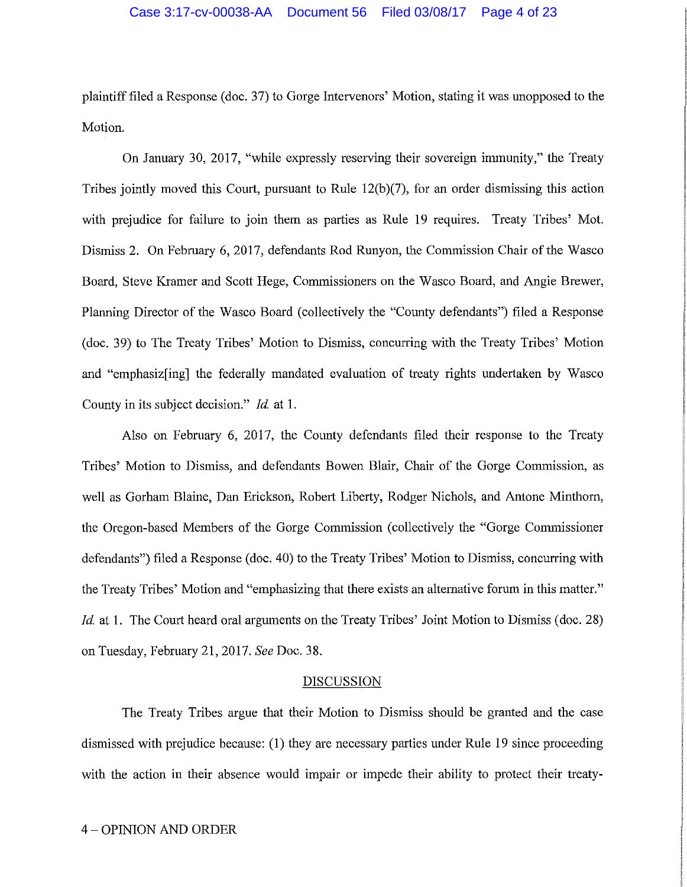plaintiff filed a Response (doc. 37) to Gorge Intervenors' Motion, stating it was unopposed to the Motion.

On January 30, 2017, "while expressly reserving their sovereign immunity," the Treaty Tribes jointly moved this Court, pursuant to Rule 12(b)(7), for an order dismissing this action with prejudice for failure to join them as parties as Rule 19 requires. Treaty Tribes' Mot. Dismiss 2. On February 6, 2017, defendants Rod Runyon, the Commission Chair of the Wasco Board, Steve Kramer and Scott Hege, Commissioners on the Wasco Board, and Angie Brewer, Planning Director of the Wasco Board (collectively the "County defendants") filed a Response (doc. 39) to The Treaty Tribes' Motion to Dismiss, concurring with the Treaty Tribes' Motion and "emphasiz[ing] the federally mandated evaluation of treaty rights undertaken by Wasco County in its subject decision." *Id.* at 1.

Also on February 6, 2017, the County defendants filed their response to the Treaty Tribes' Motion to Dismiss, and defendants Bowen Blair, Chair of the Gorge Commission, as well as Gorham Blaine, Dan Erickson, Robert Liberty, Rodger Nichols, and Antone Minthorn, the Oregon-based Members of the Gorge Commission (collectively the "Gorge Commissioner defendants") filed a Response (doc. 40) to the Treaty Tribes' Motion to Dismiss, concurring with the Treaty Tribes' Motion and "emphasizing that there exists an alternative forum in this matter." *Id.* at 1. The Court heard oral arguments on the Treaty Tribes' Joint Motion to Dismiss (doc. 28) on Tuesday, February 21, 2017. *See* Doc. 38.

## DISCUSSION

The Treaty Tribes argue that their Motion to Dismiss should be granted and the case dismissed with prejudice because: (1) they are necessary parties under Rule 19 since proceeding with the action in their absence would impair or impede their ability to protect their treaty-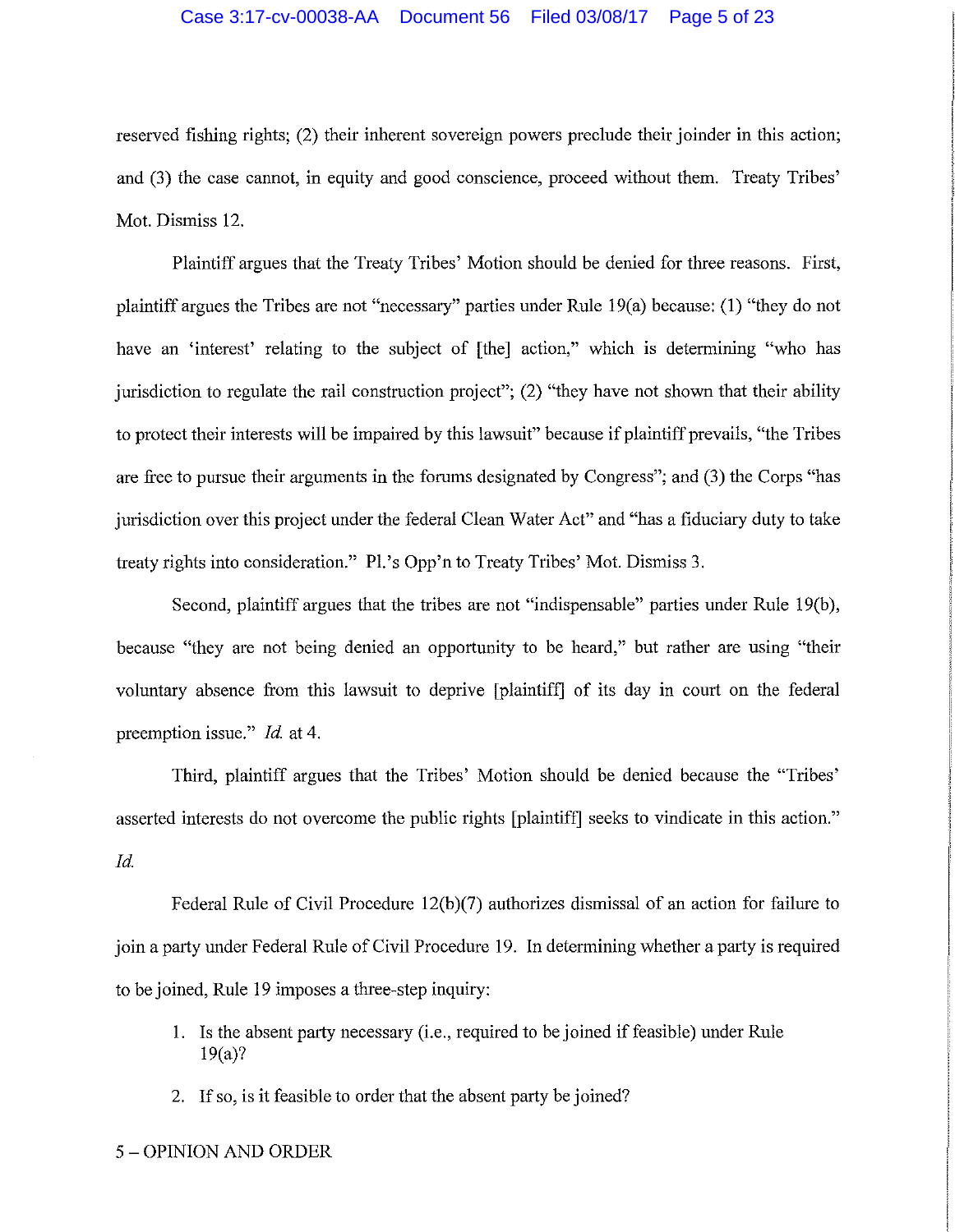reserved fishing rights; (2) their inherent sovereign powers preclude their joinder in this action; and (3) the case cannot, in equity and good conscience, proceed without them. Treaty Tribes' Mot. Dismiss 12.

Plaintiff argues that the Treaty Tribes' Motion should be denied for three reasons. First, plaintiff argues the Tribes are not "necessary" parties under Rule 19(a) because: (1) "they do not have an 'interest' relating to the subject of [the] action," which is determining "who has jurisdiction to regulate the rail construction project"; (2) "they have not shown that their ability to protect their interests will be impaired by this lawsuit" because if plaintiff prevails, "the Tribes are free to pursue their arguments in the forums designated by Congress"; and (3) the Corps "has jurisdiction over this project under the federal Clean Water Act" and "has a fiduciary duty to take treaty rights into consideration." Pl.'s Opp'n to Treaty Tribes' Mot. Dismiss 3.

Second, plaintiff argues that the tribes are not "indispensable" parties under Rule 19(b), because "they are not being denied an opportunity to be heard," but rather are using "their voluntary absence from this lawsuit to deprive [plaintiff] of its day in court on the federal preemption issue." *Id.* at 4.

Third, plaintiff argues that the Tribes' Motion should be denied because the "Tribes' asserted interests do not overcome the public rights [plaintiff] seeks to vindicate in this action." *Id.*

Federal Rule of Civil Procedure 12(b)(7) authorizes dismissal of an action for failure to join a party under Federal Rule of Civil Procedure 19. In determining whether a party is required to be joined, Rule 19 imposes a three-step inquiry:

1. Is the absent party necessary (i.e., required to be joined if feasible) under Rule 19(a)?
2. If so, is it feasible to order that the absent party be joined?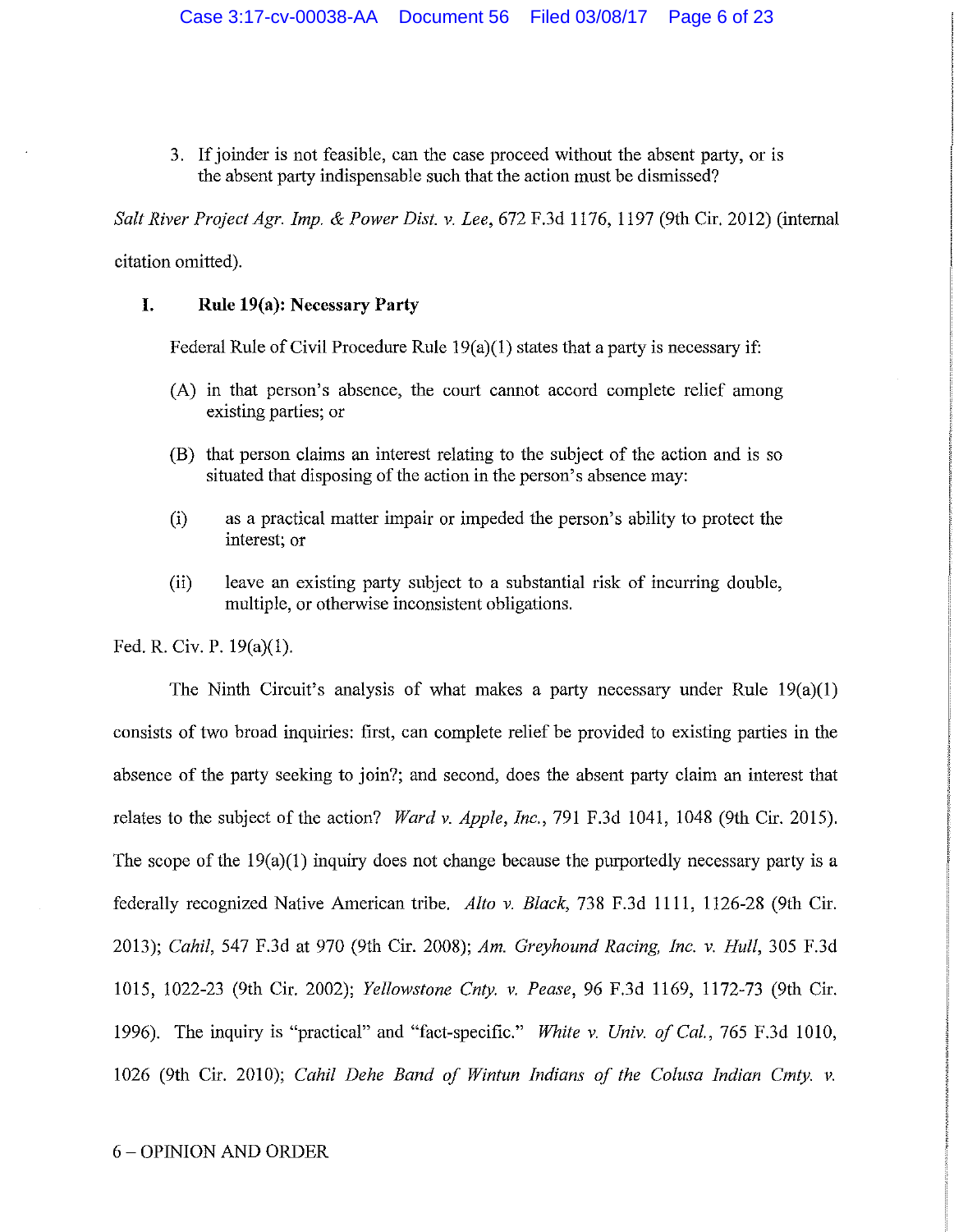3. If joinder is not feasible, can the case proceed without the absent party, or is the absent party indispensable such that the action must be dismissed?

*Salt River Project Agr. Imp. & Power Dist. v. Lee*, 672 F.3d 1176, 1197 (9th Cir. 2012) (internal citation omitted).

## I. Rule 19(a): Necessary Party

Federal Rule of Civil Procedure Rule 19(a)(1) states that a party is necessary if:

> (A) in that person's absence, the court cannot accord complete relief among existing parties; or
>
> (B) that person claims an interest relating to the subject of the action and is so situated that disposing of the action in the person's absence may:
>
> (i) as a practical matter impair or impeded the person's ability to protect the interest; or
>
> (ii) leave an existing party subject to a substantial risk of incurring double, multiple, or otherwise inconsistent obligations.

Fed. R. Civ. P. 19(a)(1).

The Ninth Circuit's analysis of what makes a party necessary under Rule 19(a)(1) consists of two broad inquiries: first, can complete relief be provided to existing parties in the absence of the party seeking to join?; and second, does the absent party claim an interest that relates to the subject of the action? *Ward v. Apple, Inc.*, 791 F.3d 1041, 1048 (9th Cir. 2015). The scope of the 19(a)(1) inquiry does not change because the purportedly necessary party is a federally recognized Native American tribe. *Alto v. Black*, 738 F.3d 1111, 1126-28 (9th Cir. 2013); *Cahil*, 547 F.3d at 970 (9th Cir. 2008); *Am. Greyhound Racing, Inc. v. Hull*, 305 F.3d 1015, 1022-23 (9th Cir. 2002); *Yellowstone Cnty. v. Pease*, 96 F.3d 1169, 1172-73 (9th Cir. 1996). The inquiry is "practical" and "fact-specific." *White v. Univ. of Cal.*, 765 F.3d 1010, 1026 (9th Cir. 2010); *Cahil Dehe Band of Wintun Indians of the Colusa Indian Cmty. v.*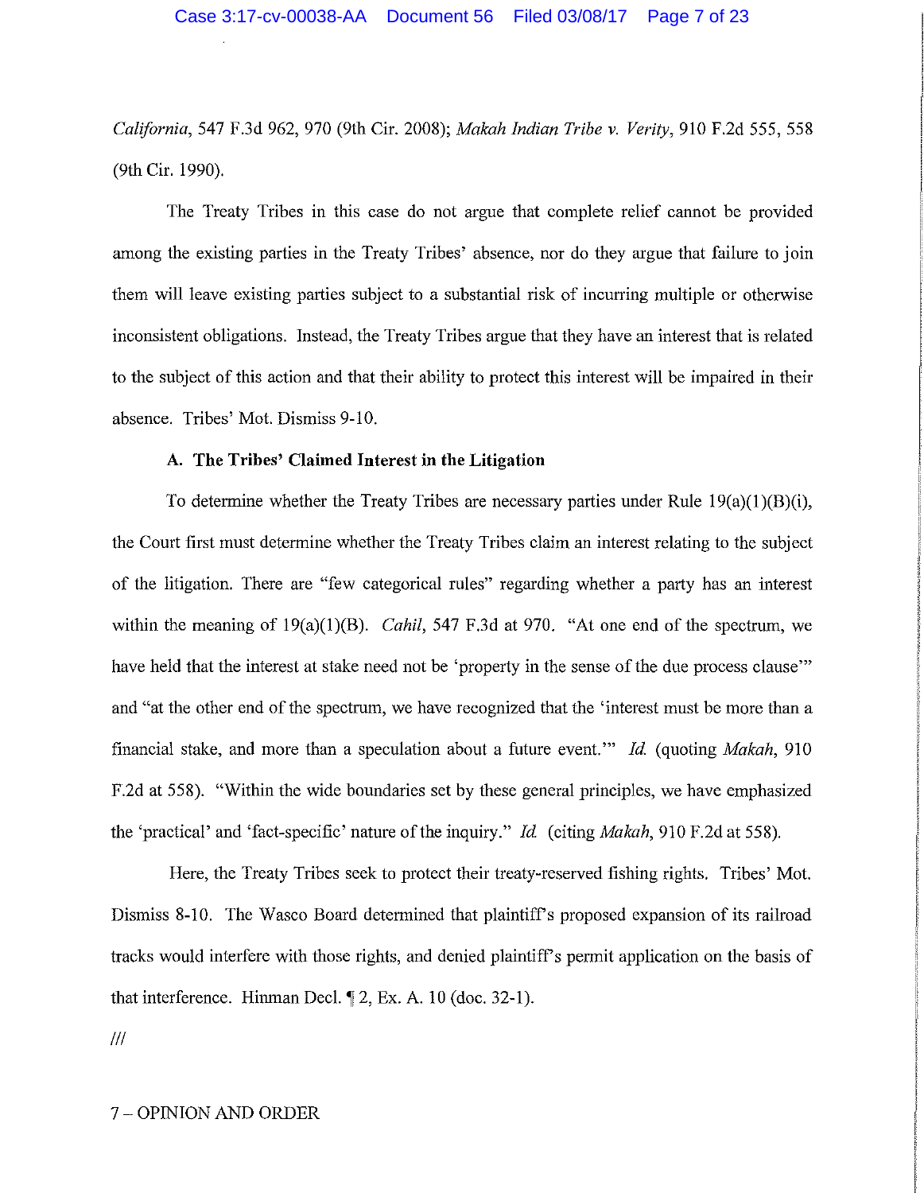*California*, 547 F.3d 962, 970 (9th Cir. 2008); *Makah Indian Tribe v. Verity*, 910 F.2d 555, 558 (9th Cir. 1990).

The Treaty Tribes in this case do not argue that complete relief cannot be provided among the existing parties in the Treaty Tribes' absence, nor do they argue that failure to join them will leave existing parties subject to a substantial risk of incurring multiple or otherwise inconsistent obligations. Instead, the Treaty Tribes argue that they have an interest that is related to the subject of this action and that their ability to protect this interest will be impaired in their absence. Tribes' Mot. Dismiss 9-10.

**A. The Tribes' Claimed Interest in the Litigation**

To determine whether the Treaty Tribes are necessary parties under Rule 19(a)(1)(B)(i), the Court first must determine whether the Treaty Tribes claim an interest relating to the subject of the litigation. There are "few categorical rules" regarding whether a party has an interest within the meaning of 19(a)(1)(B). *Cahil*, 547 F.3d at 970. "At one end of the spectrum, we have held that the interest at stake need not be 'property in the sense of the due process clause'" and "at the other end of the spectrum, we have recognized that the 'interest must be more than a financial stake, and more than a speculation about a future event.'" *Id.* (quoting *Makah*, 910 F.2d at 558). "Within the wide boundaries set by these general principles, we have emphasized the 'practical' and 'fact-specific' nature of the inquiry." *Id.* (citing *Makah*, 910 F.2d at 558).

Here, the Treaty Tribes seek to protect their treaty-reserved fishing rights. Tribes' Mot. Dismiss 8-10. The Wasco Board determined that plaintiff's proposed expansion of its railroad tracks would interfere with those rights, and denied plaintiff's permit application on the basis of that interference. Hinman Decl. ¶ 2, Ex. A. 10 (doc. 32-1).

///

7 – OPINION AND ORDER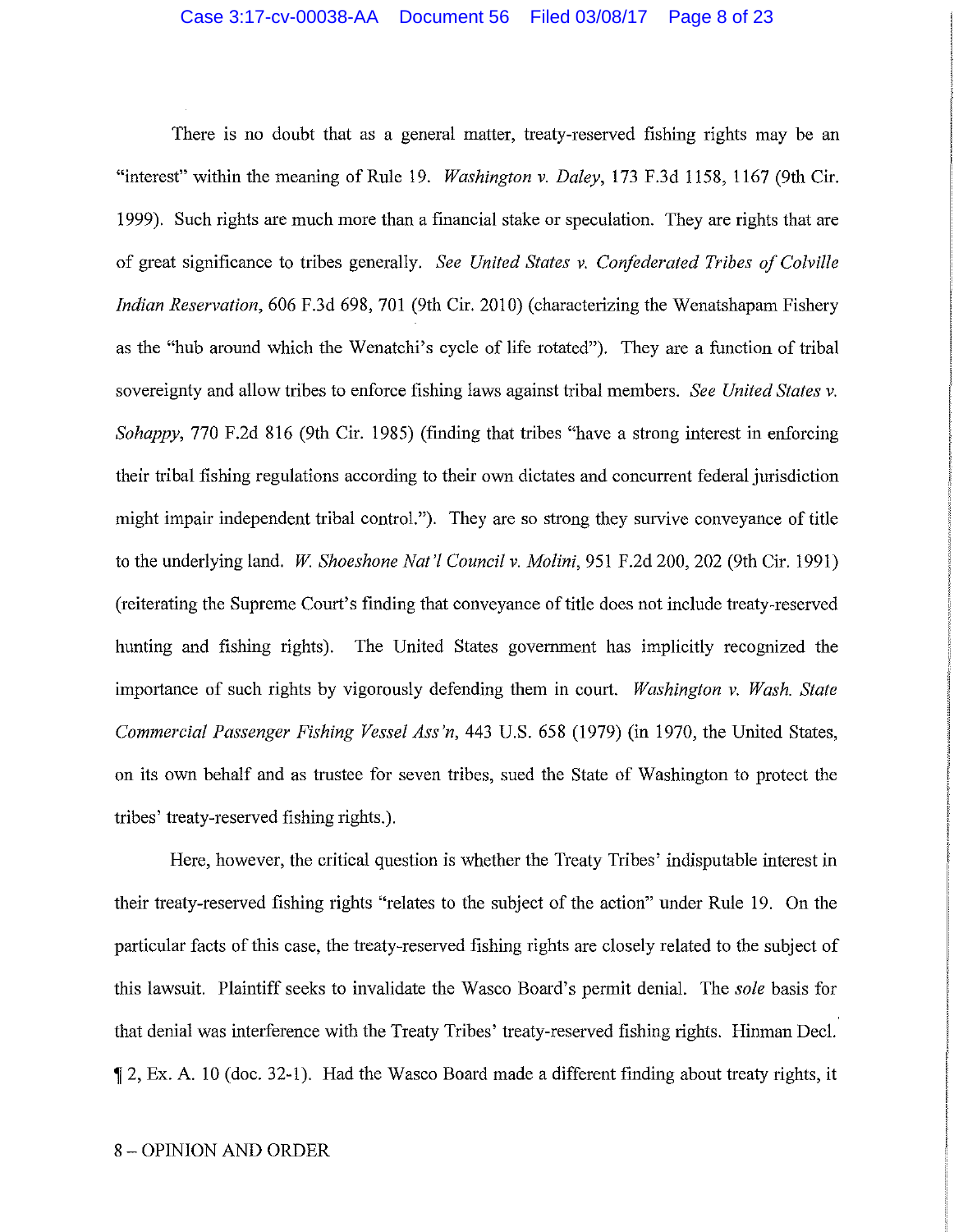There is no doubt that as a general matter, treaty-reserved fishing rights may be an "interest" within the meaning of Rule 19. *Washington v. Daley*, 173 F.3d 1158, 1167 (9th Cir. 1999). Such rights are much more than a financial stake or speculation. They are rights that are of great significance to tribes generally. *See United States v. Confederated Tribes of Colville Indian Reservation*, 606 F.3d 698, 701 (9th Cir. 2010) (characterizing the Wenatshapam Fishery as the "hub around which the Wenatchi's cycle of life rotated"). They are a function of tribal sovereignty and allow tribes to enforce fishing laws against tribal members. *See United States v. Sohappy*, 770 F.2d 816 (9th Cir. 1985) (finding that tribes "have a strong interest in enforcing their tribal fishing regulations according to their own dictates and concurrent federal jurisdiction might impair independent tribal control."). They are so strong they survive conveyance of title to the underlying land. *W. Shoeshone Nat'l Council v. Molini*, 951 F.2d 200, 202 (9th Cir. 1991) (reiterating the Supreme Court's finding that conveyance of title does not include treaty-reserved hunting and fishing rights). The United States government has implicitly recognized the importance of such rights by vigorously defending them in court. *Washington v. Wash. State Commercial Passenger Fishing Vessel Ass'n*, 443 U.S. 658 (1979) (in 1970, the United States, on its own behalf and as trustee for seven tribes, sued the State of Washington to protect the tribes' treaty-reserved fishing rights.).

Here, however, the critical question is whether the Treaty Tribes' indisputable interest in their treaty-reserved fishing rights "relates to the subject of the action" under Rule 19. On the particular facts of this case, the treaty-reserved fishing rights are closely related to the subject of this lawsuit. Plaintiff seeks to invalidate the Wasco Board's permit denial. The *sole* basis for that denial was interference with the Treaty Tribes' treaty-reserved fishing rights. Hinman Decl. ¶ 2, Ex. A. 10 (doc. 32-1). Had the Wasco Board made a different finding about treaty rights, it

8 – OPINION AND ORDER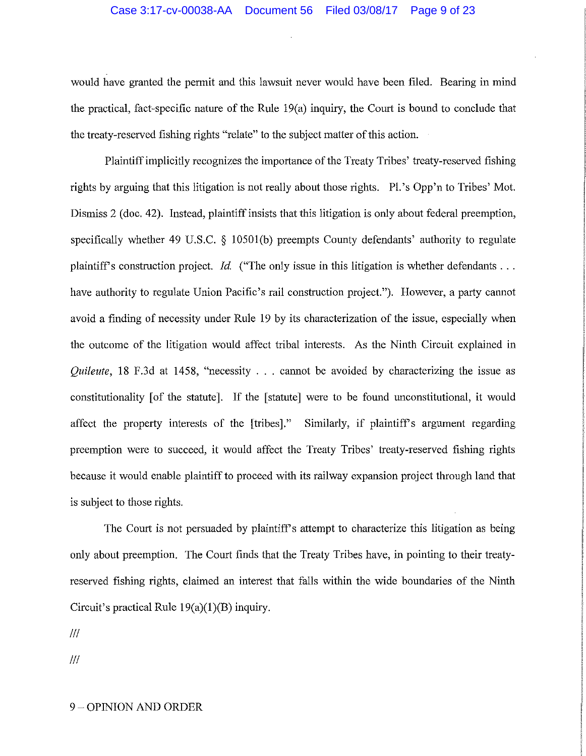would have granted the permit and this lawsuit never would have been filed. Bearing in mind the practical, fact-specific nature of the Rule 19(a) inquiry, the Court is bound to conclude that the treaty-reserved fishing rights "relate" to the subject matter of this action.

Plaintiff implicitly recognizes the importance of the Treaty Tribes' treaty-reserved fishing rights by arguing that this litigation is not really about those rights. Pl.'s Opp'n to Tribes' Mot. Dismiss 2 (doc. 42). Instead, plaintiff insists that this litigation is only about federal preemption, specifically whether 49 U.S.C. § 10501(b) preempts County defendants' authority to regulate plaintiff's construction project. *Id.* ("The only issue in this litigation is whether defendants . . . have authority to regulate Union Pacific's rail construction project."). However, a party cannot avoid a finding of necessity under Rule 19 by its characterization of the issue, especially when the outcome of the litigation would affect tribal interests. As the Ninth Circuit explained in *Quileute*, 18 F.3d at 1458, "necessity . . . cannot be avoided by characterizing the issue as constitutionality [of the statute]. If the [statute] were to be found unconstitutional, it would affect the property interests of the [tribes]." Similarly, if plaintiff's argument regarding preemption were to succeed, it would affect the Treaty Tribes' treaty-reserved fishing rights because it would enable plaintiff to proceed with its railway expansion project through land that is subject to those rights.

The Court is not persuaded by plaintiff's attempt to characterize this litigation as being only about preemption. The Court finds that the Treaty Tribes have, in pointing to their treaty-reserved fishing rights, claimed an interest that falls within the wide boundaries of the Ninth Circuit's practical Rule 19(a)(1)(B) inquiry.

///

///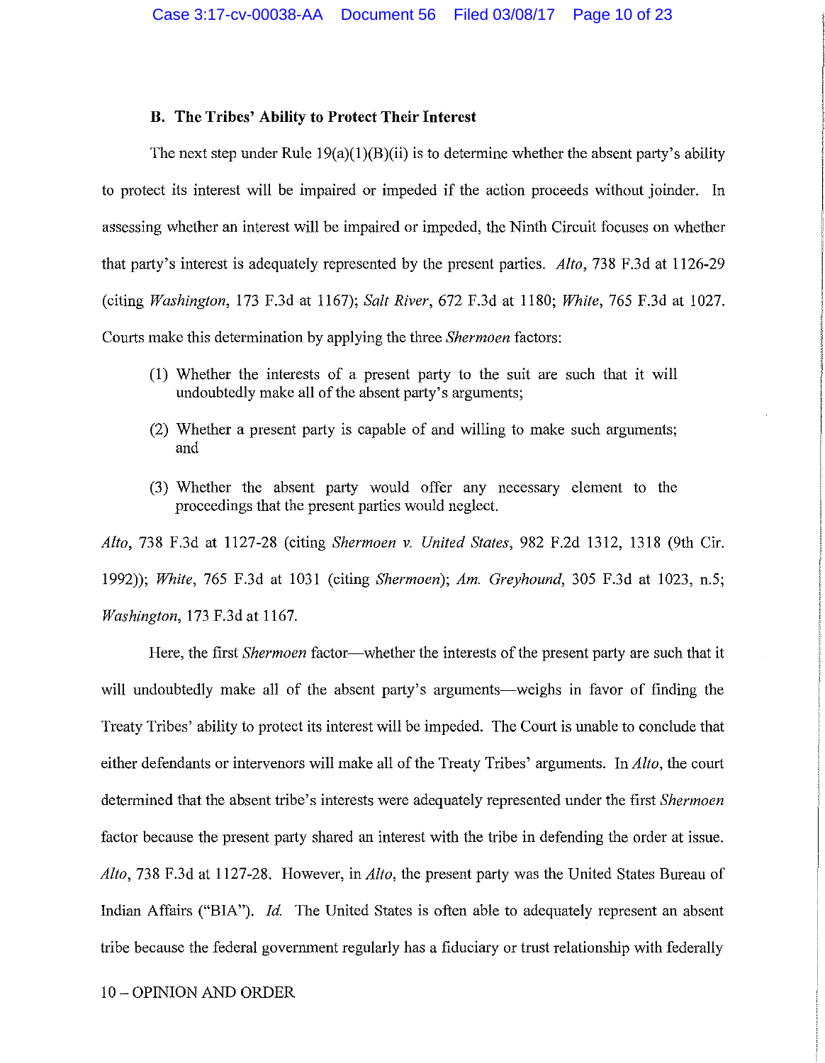**B. The Tribes' Ability to Protect Their Interest**

The next step under Rule 19(a)(1)(B)(ii) is to determine whether the absent party's ability to protect its interest will be impaired or impeded if the action proceeds without joinder. In assessing whether an interest will be impaired or impeded, the Ninth Circuit focuses on whether that party's interest is adequately represented by the present parties. *Alto*, 738 F.3d at 1126-29 (citing *Washington*, 173 F.3d at 1167); *Salt River*, 672 F.3d at 1180; *White*, 765 F.3d at 1027. Courts make this determination by applying the three *Shermoen* factors:

> (1) Whether the interests of a present party to the suit are such that it will undoubtedly make all of the absent party's arguments;
>
> (2) Whether a present party is capable of and willing to make such arguments; and
>
> (3) Whether the absent party would offer any necessary element to the proceedings that the present parties would neglect.

*Alto*, 738 F.3d at 1127-28 (citing *Shermoen v. United States*, 982 F.2d 1312, 1318 (9th Cir. 1992)); *White*, 765 F.3d at 1031 (citing *Shermoen*); *Am. Greyhound*, 305 F.3d at 1023, n.5; *Washington*, 173 F.3d at 1167.

Here, the first *Shermoen* factor—whether the interests of the present party are such that it will undoubtedly make all of the absent party's arguments—weighs in favor of finding the Treaty Tribes' ability to protect its interest will be impeded. The Court is unable to conclude that either defendants or intervenors will make all of the Treaty Tribes' arguments. In *Alto*, the court determined that the absent tribe's interests were adequately represented under the first *Shermoen* factor because the present party shared an interest with the tribe in defending the order at issue. *Alto*, 738 F.3d at 1127-28. However, in *Alto*, the present party was the United States Bureau of Indian Affairs ("BIA"). *Id.* The United States is often able to adequately represent an absent tribe because the federal government regularly has a fiduciary or trust relationship with federally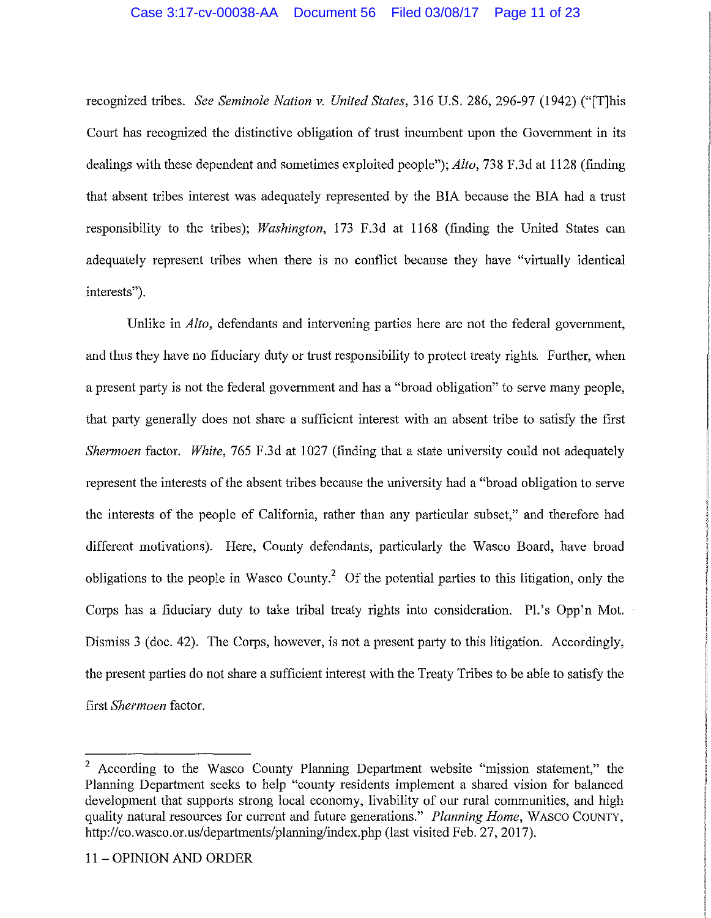recognized tribes. *See Seminole Nation v. United States*, 316 U.S. 286, 296-97 (1942) ("[T]his Court has recognized the distinctive obligation of trust incumbent upon the Government in its dealings with these dependent and sometimes exploited people"); *Alto*, 738 F.3d at 1128 (finding that absent tribes interest was adequately represented by the BIA because the BIA had a trust responsibility to the tribes); *Washington*, 173 F.3d at 1168 (finding the United States can adequately represent tribes when there is no conflict because they have "virtually identical interests").

Unlike in *Alto*, defendants and intervening parties here are not the federal government, and thus they have no fiduciary duty or trust responsibility to protect treaty rights. Further, when a present party is not the federal government and has a "broad obligation" to serve many people, that party generally does not share a sufficient interest with an absent tribe to satisfy the first *Shermoen* factor. *White*, 765 F.3d at 1027 (finding that a state university could not adequately represent the interests of the absent tribes because the university had a "broad obligation to serve the interests of the people of California, rather than any particular subset," and therefore had different motivations). Here, County defendants, particularly the Wasco Board, have broad obligations to the people in Wasco County.[2] Of the potential parties to this litigation, only the Corps has a fiduciary duty to take tribal treaty rights into consideration. Pl.'s Opp'n Mot. Dismiss 3 (doc. 42). The Corps, however, is not a present party to this litigation. Accordingly, the present parties do not share a sufficient interest with the Treaty Tribes to be able to satisfy the first *Shermoen* factor.

---

[2] According to the Wasco County Planning Department website "mission statement," the Planning Department seeks to help "county residents implement a shared vision for balanced development that supports strong local economy, livability of our rural communities, and high quality natural resources for current and future generations." *Planning Home*, WASCO COUNTY, http://co.wasco.or.us/departments/planning/index.php (last visited Feb. 27, 2017).

11 – OPINION AND ORDER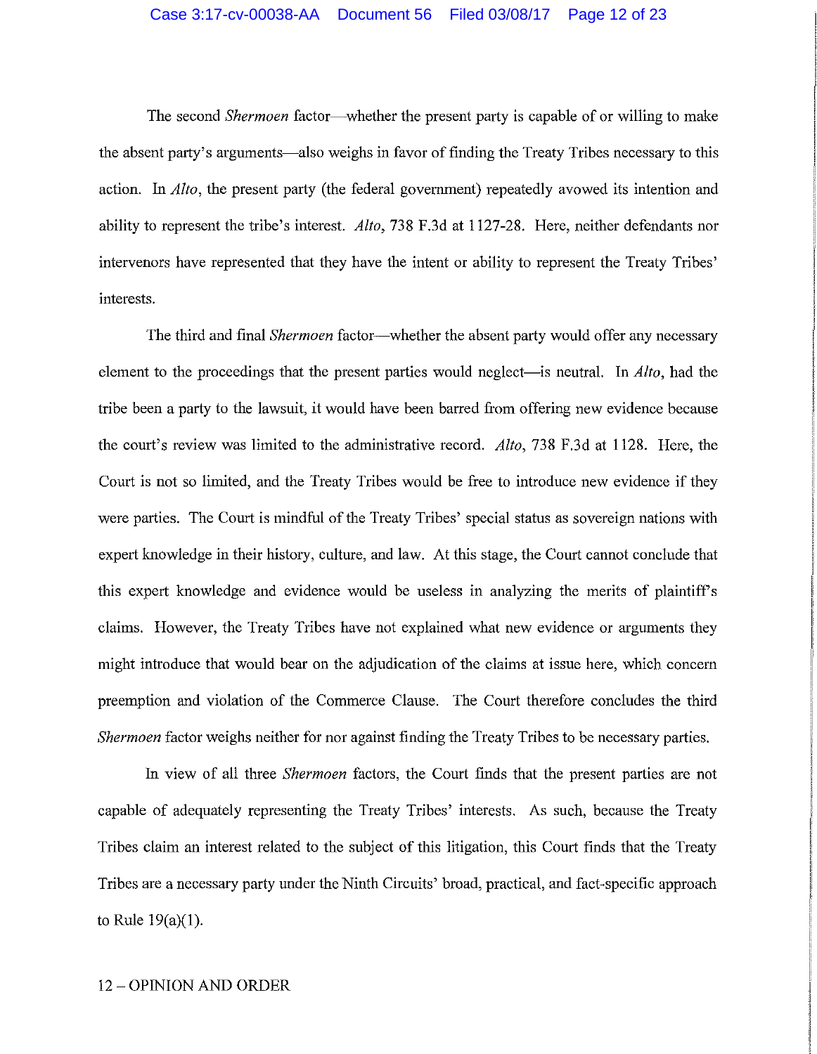The second *Shermoen* factor—whether the present party is capable of or willing to make the absent party's arguments—also weighs in favor of finding the Treaty Tribes necessary to this action. In *Alto*, the present party (the federal government) repeatedly avowed its intention and ability to represent the tribe's interest. *Alto*, 738 F.3d at 1127-28. Here, neither defendants nor intervenors have represented that they have the intent or ability to represent the Treaty Tribes' interests.

The third and final *Shermoen* factor—whether the absent party would offer any necessary element to the proceedings that the present parties would neglect—is neutral. In *Alto*, had the tribe been a party to the lawsuit, it would have been barred from offering new evidence because the court's review was limited to the administrative record. *Alto*, 738 F.3d at 1128. Here, the Court is not so limited, and the Treaty Tribes would be free to introduce new evidence if they were parties. The Court is mindful of the Treaty Tribes' special status as sovereign nations with expert knowledge in their history, culture, and law. At this stage, the Court cannot conclude that this expert knowledge and evidence would be useless in analyzing the merits of plaintiff's claims. However, the Treaty Tribes have not explained what new evidence or arguments they might introduce that would bear on the adjudication of the claims at issue here, which concern preemption and violation of the Commerce Clause. The Court therefore concludes the third *Shermoen* factor weighs neither for nor against finding the Treaty Tribes to be necessary parties.

In view of all three *Shermoen* factors, the Court finds that the present parties are not capable of adequately representing the Treaty Tribes' interests. As such, because the Treaty Tribes claim an interest related to the subject of this litigation, this Court finds that the Treaty Tribes are a necessary party under the Ninth Circuits' broad, practical, and fact-specific approach to Rule 19(a)(1).

12 – OPINION AND ORDER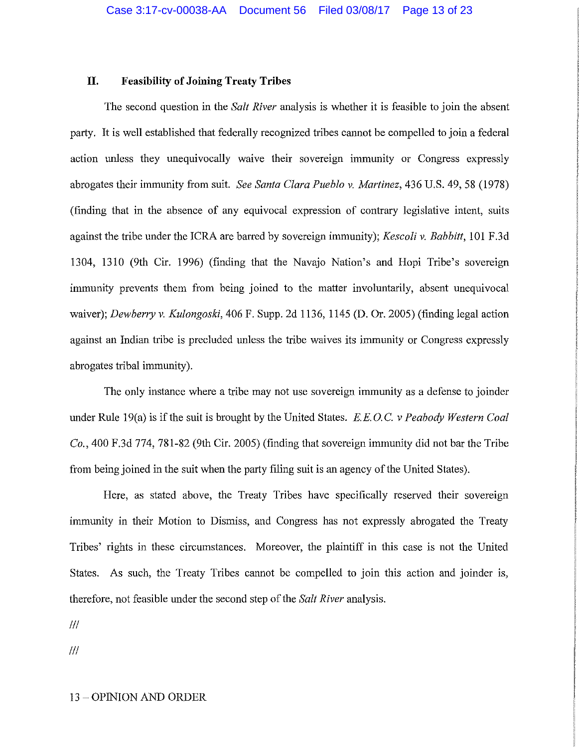## II. Feasibility of Joining Treaty Tribes

The second question in the *Salt River* analysis is whether it is feasible to join the absent party. It is well established that federally recognized tribes cannot be compelled to join a federal action unless they unequivocally waive their sovereign immunity or Congress expressly abrogates their immunity from suit. *See Santa Clara Pueblo v. Martinez*, 436 U.S. 49, 58 (1978) (finding that in the absence of any equivocal expression of contrary legislative intent, suits against the tribe under the ICRA are barred by sovereign immunity); *Kescoli v. Babbitt*, 101 F.3d 1304, 1310 (9th Cir. 1996) (finding that the Navajo Nation's and Hopi Tribe's sovereign immunity prevents them from being joined to the matter involuntarily, absent unequivocal waiver); *Dewberry v. Kulongoski*, 406 F. Supp. 2d 1136, 1145 (D. Or. 2005) (finding legal action against an Indian tribe is precluded unless the tribe waives its immunity or Congress expressly abrogates tribal immunity).

The only instance where a tribe may not use sovereign immunity as a defense to joinder under Rule 19(a) is if the suit is brought by the United States. *E.E.O.C. v Peabody Western Coal Co.*, 400 F.3d 774, 781-82 (9th Cir. 2005) (finding that sovereign immunity did not bar the Tribe from being joined in the suit when the party filing suit is an agency of the United States).

Here, as stated above, the Treaty Tribes have specifically reserved their sovereign immunity in their Motion to Dismiss, and Congress has not expressly abrogated the Treaty Tribes' rights in these circumstances. Moreover, the plaintiff in this case is not the United States. As such, the Treaty Tribes cannot be compelled to join this action and joinder is, therefore, not feasible under the second step of the *Salt River* analysis.

///

///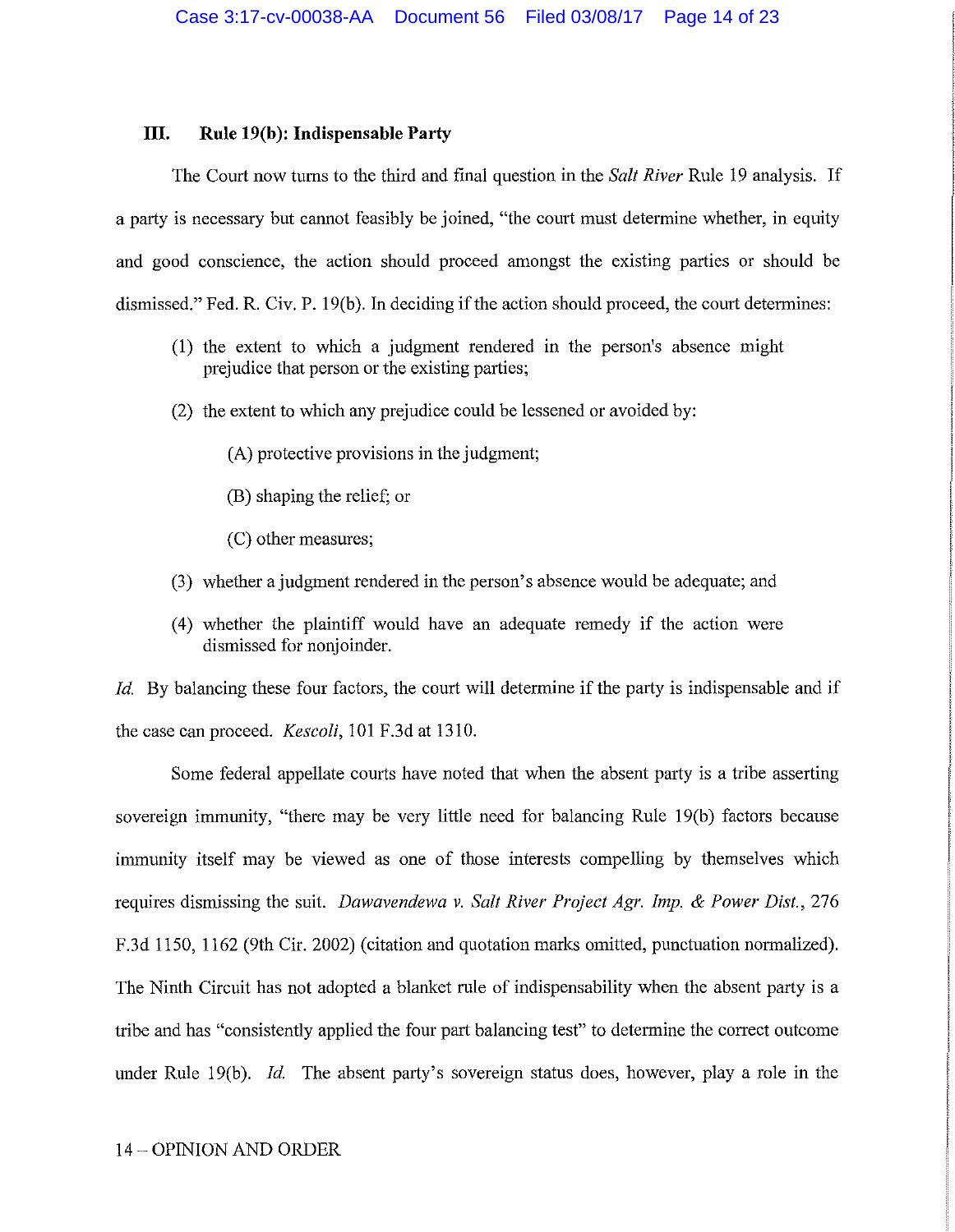### III. Rule 19(b): Indispensable Party

The Court now turns to the third and final question in the *Salt River* Rule 19 analysis. If a party is necessary but cannot feasibly be joined, "the court must determine whether, in equity and good conscience, the action should proceed amongst the existing parties or should be dismissed." Fed. R. Civ. P. 19(b). In deciding if the action should proceed, the court determines:

(1) the extent to which a judgment rendered in the person's absence might prejudice that person or the existing parties;

(2) the extent to which any prejudice could be lessened or avoided by:

> (A) protective provisions in the judgment;
>
> (B) shaping the relief; or
>
> (C) other measures;

(3) whether a judgment rendered in the person's absence would be adequate; and

(4) whether the plaintiff would have an adequate remedy if the action were dismissed for nonjoinder.

*Id.* By balancing these four factors, the court will determine if the party is indispensable and if the case can proceed. *Kescoli*, 101 F.3d at 1310.

Some federal appellate courts have noted that when the absent party is a tribe asserting sovereign immunity, "there may be very little need for balancing Rule 19(b) factors because immunity itself may be viewed as one of those interests compelling by themselves which requires dismissing the suit. *Dawavendewa v. Salt River Project Agr. Imp. & Power Dist.*, 276 F.3d 1150, 1162 (9th Cir. 2002) (citation and quotation marks omitted, punctuation normalized). The Ninth Circuit has not adopted a blanket rule of indispensability when the absent party is a tribe and has "consistently applied the four part balancing test" to determine the correct outcome under Rule 19(b). *Id.* The absent party's sovereign status does, however, play a role in the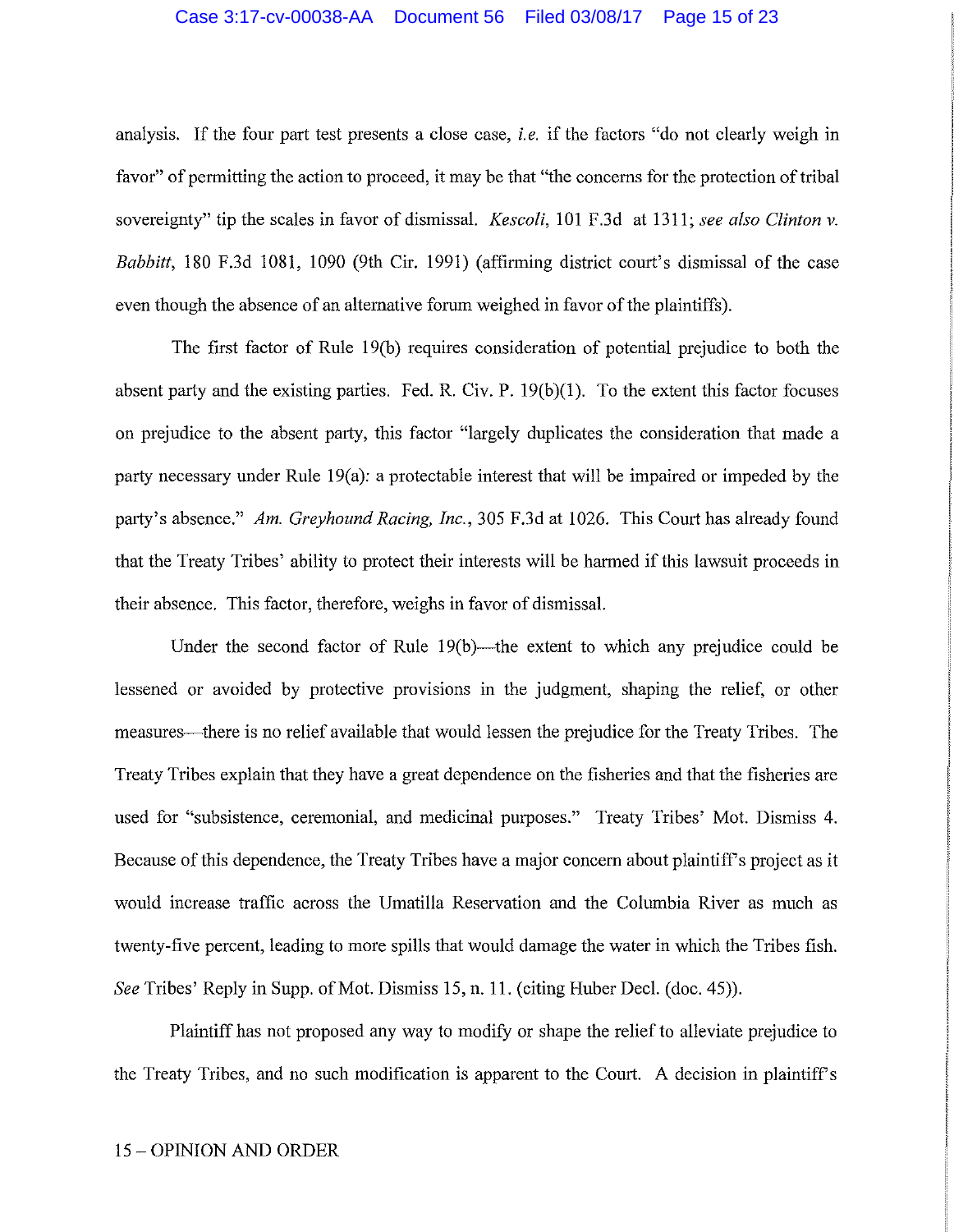analysis. If the four part test presents a close case, *i.e.* if the factors "do not clearly weigh in favor" of permitting the action to proceed, it may be that "the concerns for the protection of tribal sovereignty" tip the scales in favor of dismissal. *Kescoli*, 101 F.3d at 1311; *see also Clinton v. Babbitt*, 180 F.3d 1081, 1090 (9th Cir. 1991) (affirming district court's dismissal of the case even though the absence of an alternative forum weighed in favor of the plaintiffs).

The first factor of Rule 19(b) requires consideration of potential prejudice to both the absent party and the existing parties. Fed. R. Civ. P. 19(b)(1). To the extent this factor focuses on prejudice to the absent party, this factor "largely duplicates the consideration that made a party necessary under Rule 19(a): a protectable interest that will be impaired or impeded by the party's absence." *Am. Greyhound Racing, Inc.*, 305 F.3d at 1026. This Court has already found that the Treaty Tribes' ability to protect their interests will be harmed if this lawsuit proceeds in their absence. This factor, therefore, weighs in favor of dismissal.

Under the second factor of Rule 19(b)—the extent to which any prejudice could be lessened or avoided by protective provisions in the judgment, shaping the relief, or other measures—there is no relief available that would lessen the prejudice for the Treaty Tribes. The Treaty Tribes explain that they have a great dependence on the fisheries and that the fisheries are used for "subsistence, ceremonial, and medicinal purposes." Treaty Tribes' Mot. Dismiss 4. Because of this dependence, the Treaty Tribes have a major concern about plaintiff's project as it would increase traffic across the Umatilla Reservation and the Columbia River as much as twenty-five percent, leading to more spills that would damage the water in which the Tribes fish. *See* Tribes' Reply in Supp. of Mot. Dismiss 15, n. 11. (citing Huber Decl. (doc. 45)).

Plaintiff has not proposed any way to modify or shape the relief to alleviate prejudice to the Treaty Tribes, and no such modification is apparent to the Court. A decision in plaintiff's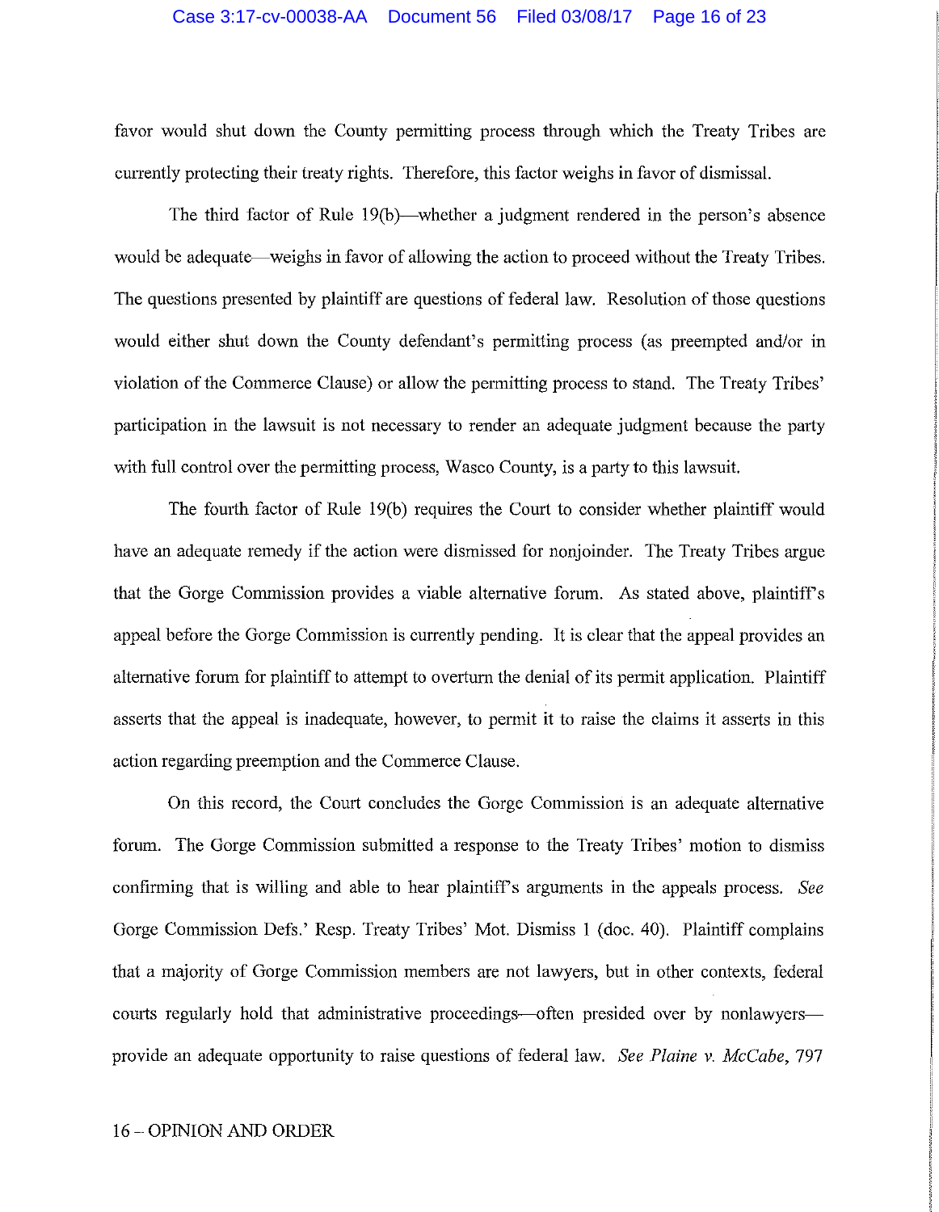favor would shut down the County permitting process through which the Treaty Tribes are currently protecting their treaty rights. Therefore, this factor weighs in favor of dismissal.

The third factor of Rule 19(b)—whether a judgment rendered in the person's absence would be adequate—weighs in favor of allowing the action to proceed without the Treaty Tribes. The questions presented by plaintiff are questions of federal law. Resolution of those questions would either shut down the County defendant's permitting process (as preempted and/or in violation of the Commerce Clause) or allow the permitting process to stand. The Treaty Tribes' participation in the lawsuit is not necessary to render an adequate judgment because the party with full control over the permitting process, Wasco County, is a party to this lawsuit.

The fourth factor of Rule 19(b) requires the Court to consider whether plaintiff would have an adequate remedy if the action were dismissed for nonjoinder. The Treaty Tribes argue that the Gorge Commission provides a viable alternative forum. As stated above, plaintiff's appeal before the Gorge Commission is currently pending. It is clear that the appeal provides an alternative forum for plaintiff to attempt to overturn the denial of its permit application. Plaintiff asserts that the appeal is inadequate, however, to permit it to raise the claims it asserts in this action regarding preemption and the Commerce Clause.

On this record, the Court concludes the Gorge Commission is an adequate alternative forum. The Gorge Commission submitted a response to the Treaty Tribes' motion to dismiss confirming that is willing and able to hear plaintiff's arguments in the appeals process. *See* Gorge Commission Defs.' Resp. Treaty Tribes' Mot. Dismiss 1 (doc. 40). Plaintiff complains that a majority of Gorge Commission members are not lawyers, but in other contexts, federal courts regularly hold that administrative proceedings—often presided over by nonlawyers—provide an adequate opportunity to raise questions of federal law. *See Plaine v. McCabe*, 797

16 – OPINION AND ORDER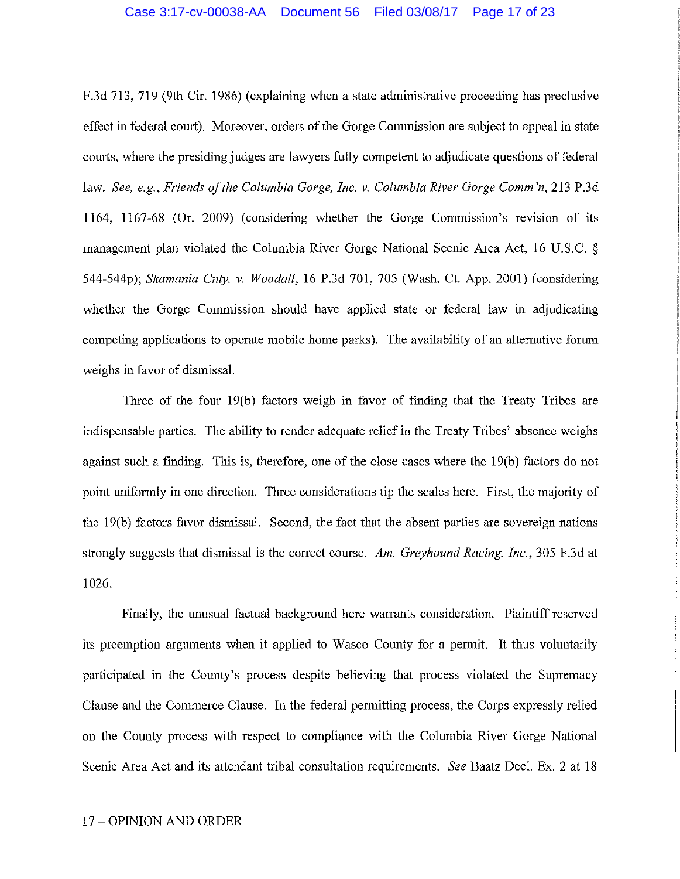F.3d 713, 719 (9th Cir. 1986) (explaining when a state administrative proceeding has preclusive effect in federal court). Moreover, orders of the Gorge Commission are subject to appeal in state courts, where the presiding judges are lawyers fully competent to adjudicate questions of federal law. *See, e.g.*, *Friends of the Columbia Gorge, Inc. v. Columbia River Gorge Comm'n*, 213 P.3d 1164, 1167-68 (Or. 2009) (considering whether the Gorge Commission's revision of its management plan violated the Columbia River Gorge National Scenic Area Act, 16 U.S.C. § 544-544p); *Skamania Cnty. v. Woodall*, 16 P.3d 701, 705 (Wash. Ct. App. 2001) (considering whether the Gorge Commission should have applied state or federal law in adjudicating competing applications to operate mobile home parks). The availability of an alternative forum weighs in favor of dismissal.

Three of the four 19(b) factors weigh in favor of finding that the Treaty Tribes are indispensable parties. The ability to render adequate relief in the Treaty Tribes' absence weighs against such a finding. This is, therefore, one of the close cases where the 19(b) factors do not point uniformly in one direction. Three considerations tip the scales here. First, the majority of the 19(b) factors favor dismissal. Second, the fact that the absent parties are sovereign nations strongly suggests that dismissal is the correct course. *Am. Greyhound Racing, Inc.*, 305 F.3d at 1026.

Finally, the unusual factual background here warrants consideration. Plaintiff reserved its preemption arguments when it applied to Wasco County for a permit. It thus voluntarily participated in the County's process despite believing that process violated the Supremacy Clause and the Commerce Clause. In the federal permitting process, the Corps expressly relied on the County process with respect to compliance with the Columbia River Gorge National Scenic Area Act and its attendant tribal consultation requirements. *See* Baatz Decl. Ex. 2 at 18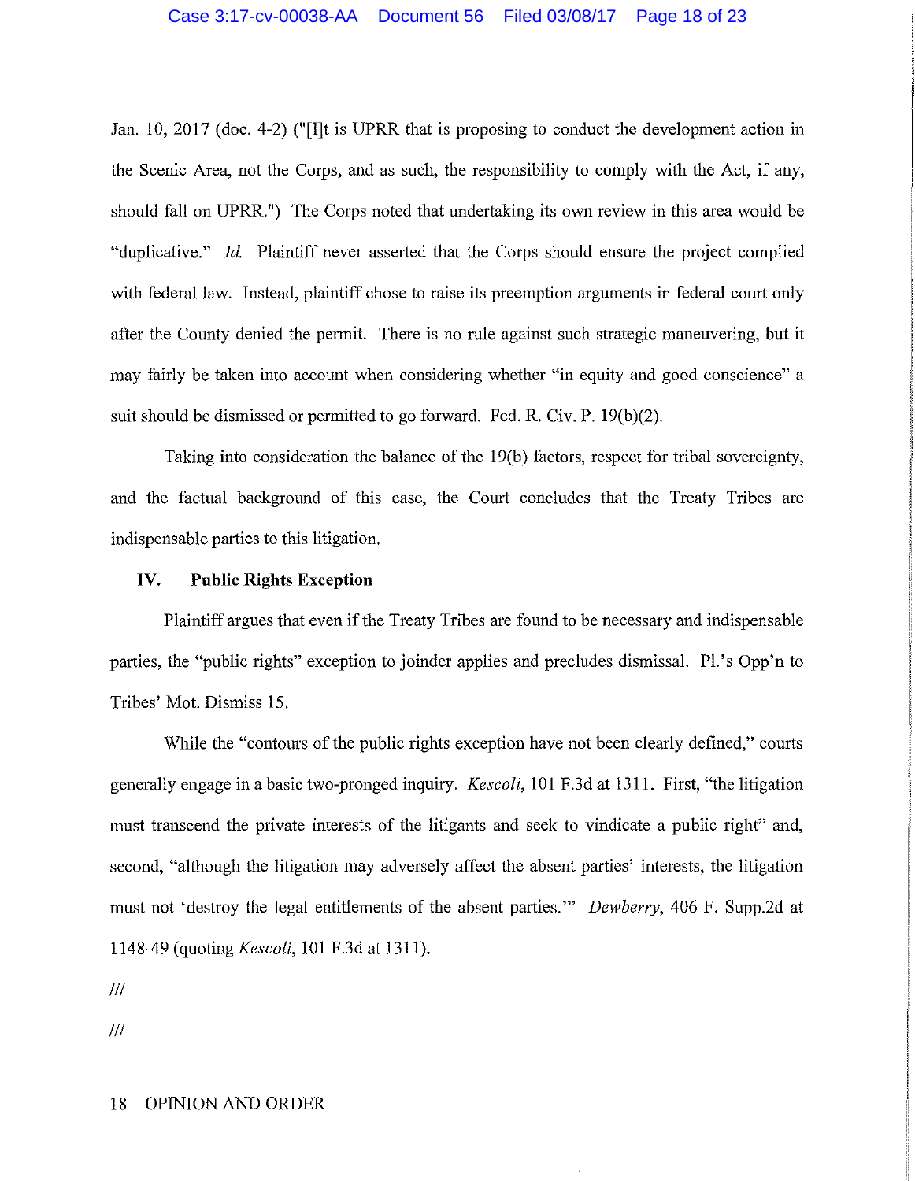Jan. 10, 2017 (doc. 4-2) ("[I]t is UPRR that is proposing to conduct the development action in the Scenic Area, not the Corps, and as such, the responsibility to comply with the Act, if any, should fall on UPRR.") The Corps noted that undertaking its own review in this area would be "duplicative." *Id.* Plaintiff never asserted that the Corps should ensure the project complied with federal law. Instead, plaintiff chose to raise its preemption arguments in federal court only after the County denied the permit. There is no rule against such strategic maneuvering, but it may fairly be taken into account when considering whether "in equity and good conscience" a suit should be dismissed or permitted to go forward. Fed. R. Civ. P. 19(b)(2).

Taking into consideration the balance of the 19(b) factors, respect for tribal sovereignty, and the factual background of this case, the Court concludes that the Treaty Tribes are indispensable parties to this litigation.

## IV. Public Rights Exception

Plaintiff argues that even if the Treaty Tribes are found to be necessary and indispensable parties, the "public rights" exception to joinder applies and precludes dismissal. Pl.'s Opp'n to Tribes' Mot. Dismiss 15.

While the "contours of the public rights exception have not been clearly defined," courts generally engage in a basic two-pronged inquiry. *Kescoli*, 101 F.3d at 1311. First, "the litigation must transcend the private interests of the litigants and seek to vindicate a public right" and, second, "although the litigation may adversely affect the absent parties' interests, the litigation must not 'destroy the legal entitlements of the absent parties.'" *Dewberry*, 406 F. Supp.2d at 1148-49 (quoting *Kescoli*, 101 F.3d at 1311).

///

///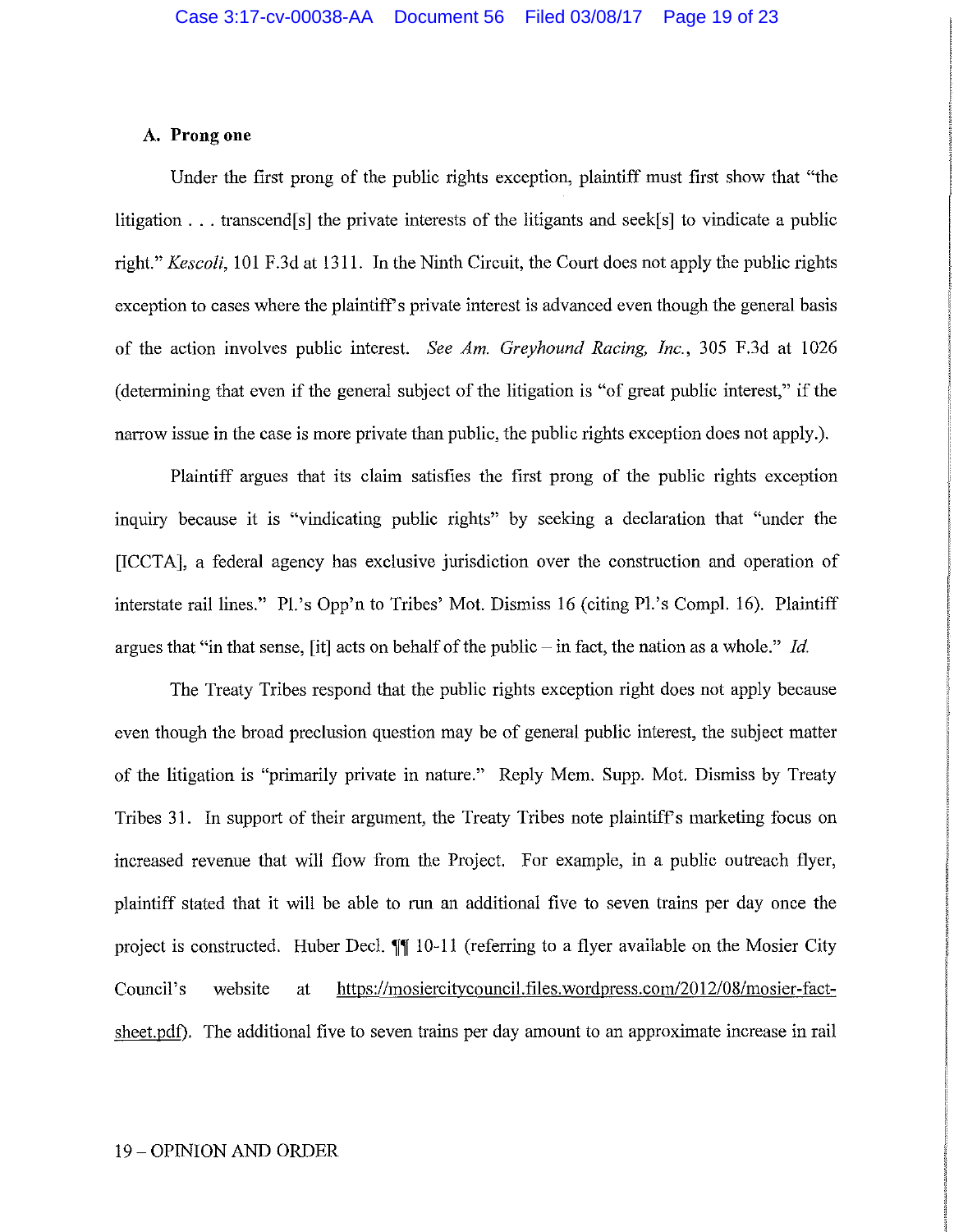### A. Prong one

Under the first prong of the public rights exception, plaintiff must first show that "the litigation . . . transcend[s] the private interests of the litigants and seek[s] to vindicate a public right." *Kescoli*, 101 F.3d at 1311. In the Ninth Circuit, the Court does not apply the public rights exception to cases where the plaintiff's private interest is advanced even though the general basis of the action involves public interest. *See Am. Greyhound Racing, Inc.*, 305 F.3d at 1026 (determining that even if the general subject of the litigation is "of great public interest," if the narrow issue in the case is more private than public, the public rights exception does not apply.).

Plaintiff argues that its claim satisfies the first prong of the public rights exception inquiry because it is "vindicating public rights" by seeking a declaration that "under the [ICCTA], a federal agency has exclusive jurisdiction over the construction and operation of interstate rail lines." Pl.'s Opp'n to Tribes' Mot. Dismiss 16 (citing Pl.'s Compl. 16). Plaintiff argues that "in that sense, [it] acts on behalf of the public – in fact, the nation as a whole." *Id.*

The Treaty Tribes respond that the public rights exception right does not apply because even though the broad preclusion question may be of general public interest, the subject matter of the litigation is "primarily private in nature." Reply Mem. Supp. Mot. Dismiss by Treaty Tribes 31. In support of their argument, the Treaty Tribes note plaintiff's marketing focus on increased revenue that will flow from the Project. For example, in a public outreach flyer, plaintiff stated that it will be able to run an additional five to seven trains per day once the project is constructed. Huber Decl. ¶¶ 10-11 (referring to a flyer available on the Mosier City Council's website at https://mosiercitycouncil.files.wordpress.com/2012/08/mosier-fact-sheet.pdf). The additional five to seven trains per day amount to an approximate increase in rail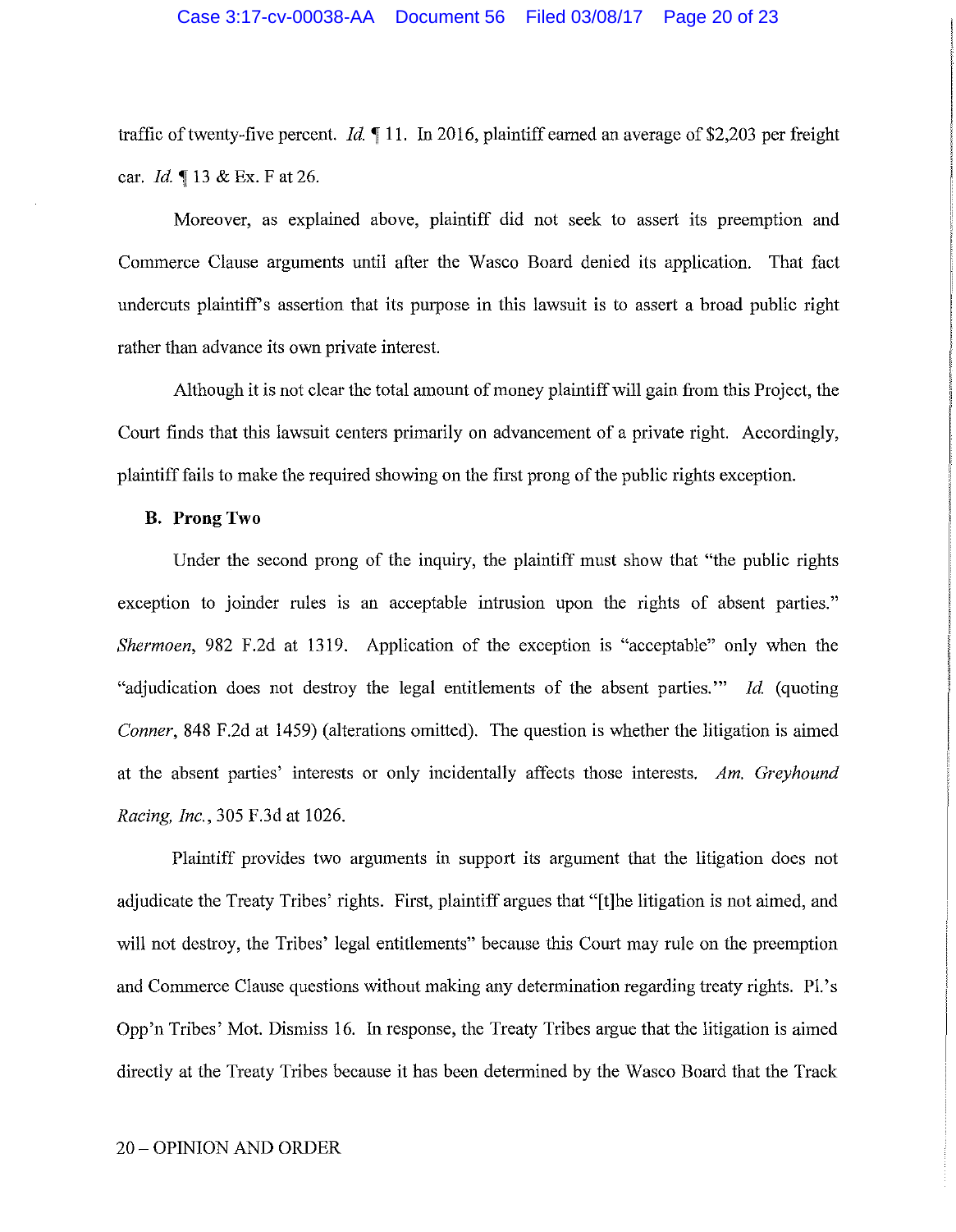traffic of twenty-five percent. *Id.* ¶ 11. In 2016, plaintiff earned an average of $2,203 per freight car. *Id.* ¶ 13 & Ex. F at 26.

Moreover, as explained above, plaintiff did not seek to assert its preemption and Commerce Clause arguments until after the Wasco Board denied its application. That fact undercuts plaintiff's assertion that its purpose in this lawsuit is to assert a broad public right rather than advance its own private interest.

Although it is not clear the total amount of money plaintiff will gain from this Project, the Court finds that this lawsuit centers primarily on advancement of a private right. Accordingly, plaintiff fails to make the required showing on the first prong of the public rights exception.

### B. Prong Two

Under the second prong of the inquiry, the plaintiff must show that "the public rights exception to joinder rules is an acceptable intrusion upon the rights of absent parties." *Shermoen*, 982 F.2d at 1319. Application of the exception is "acceptable" only when the "adjudication does not destroy the legal entitlements of the absent parties.'" *Id.* (quoting *Conner*, 848 F.2d at 1459) (alterations omitted). The question is whether the litigation is aimed at the absent parties' interests or only incidentally affects those interests. *Am. Greyhound Racing, Inc.*, 305 F.3d at 1026.

Plaintiff provides two arguments in support its argument that the litigation does not adjudicate the Treaty Tribes' rights. First, plaintiff argues that "[t]he litigation is not aimed, and will not destroy, the Tribes' legal entitlements" because this Court may rule on the preemption and Commerce Clause questions without making any determination regarding treaty rights. Pl.'s Opp'n Tribes' Mot. Dismiss 16. In response, the Treaty Tribes argue that the litigation is aimed directly at the Treaty Tribes because it has been determined by the Wasco Board that the Track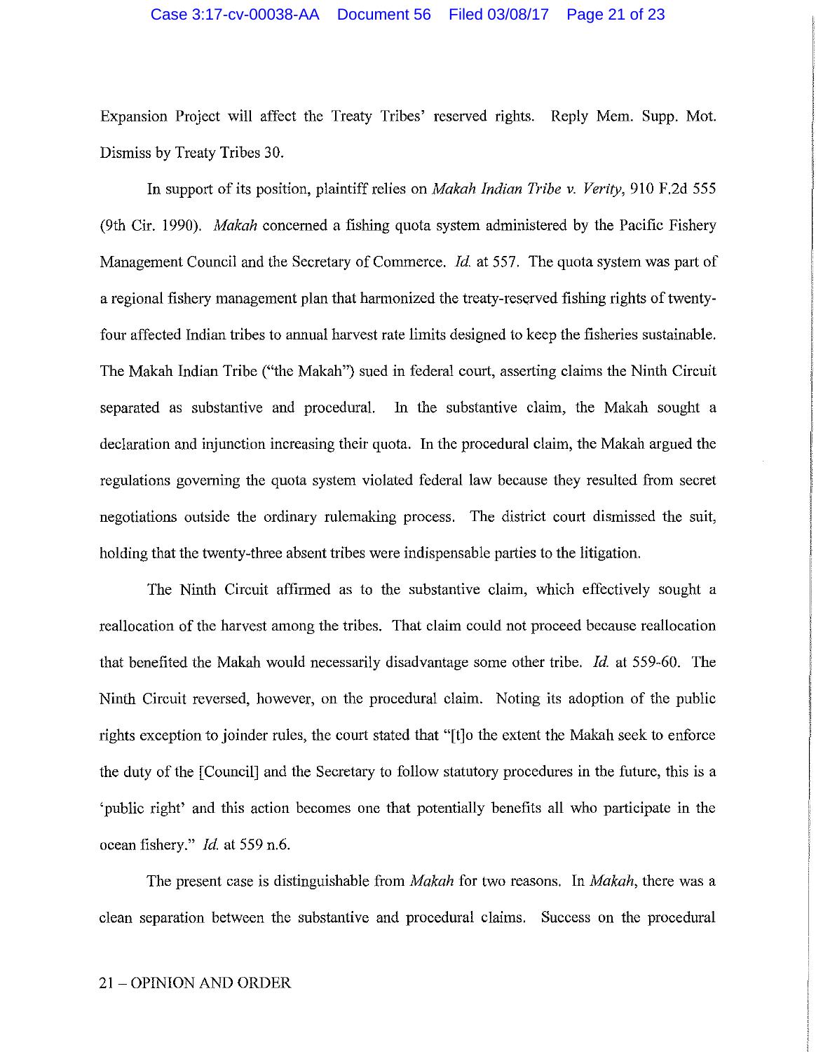Expansion Project will affect the Treaty Tribes' reserved rights. Reply Mem. Supp. Mot. Dismiss by Treaty Tribes 30.

In support of its position, plaintiff relies on *Makah Indian Tribe v. Verity*, 910 F.2d 555 (9th Cir. 1990). *Makah* concerned a fishing quota system administered by the Pacific Fishery Management Council and the Secretary of Commerce. *Id.* at 557. The quota system was part of a regional fishery management plan that harmonized the treaty-reserved fishing rights of twenty-four affected Indian tribes to annual harvest rate limits designed to keep the fisheries sustainable. The Makah Indian Tribe ("the Makah") sued in federal court, asserting claims the Ninth Circuit separated as substantive and procedural. In the substantive claim, the Makah sought a declaration and injunction increasing their quota. In the procedural claim, the Makah argued the regulations governing the quota system violated federal law because they resulted from secret negotiations outside the ordinary rulemaking process. The district court dismissed the suit, holding that the twenty-three absent tribes were indispensable parties to the litigation.

The Ninth Circuit affirmed as to the substantive claim, which effectively sought a reallocation of the harvest among the tribes. That claim could not proceed because reallocation that benefited the Makah would necessarily disadvantage some other tribe. *Id.* at 559-60. The Ninth Circuit reversed, however, on the procedural claim. Noting its adoption of the public rights exception to joinder rules, the court stated that "[t]o the extent the Makah seek to enforce the duty of the [Council] and the Secretary to follow statutory procedures in the future, this is a 'public right' and this action becomes one that potentially benefits all who participate in the ocean fishery." *Id.* at 559 n.6.

The present case is distinguishable from *Makah* for two reasons. In *Makah*, there was a clean separation between the substantive and procedural claims. Success on the procedural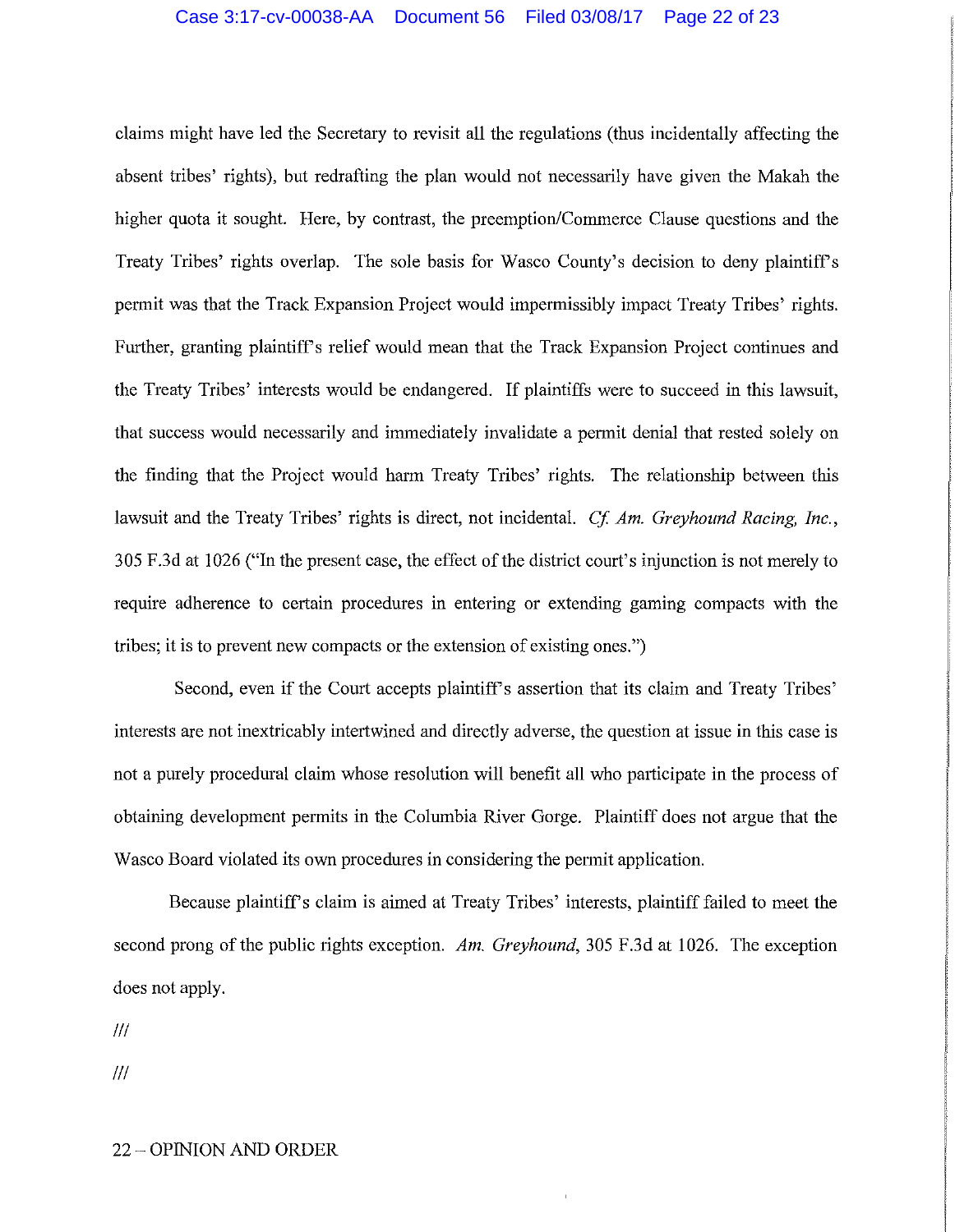claims might have led the Secretary to revisit all the regulations (thus incidentally affecting the absent tribes' rights), but redrafting the plan would not necessarily have given the Makah the higher quota it sought. Here, by contrast, the preemption/Commerce Clause questions and the Treaty Tribes' rights overlap. The sole basis for Wasco County's decision to deny plaintiff's permit was that the Track Expansion Project would impermissibly impact Treaty Tribes' rights. Further, granting plaintiff's relief would mean that the Track Expansion Project continues and the Treaty Tribes' interests would be endangered. If plaintiffs were to succeed in this lawsuit, that success would necessarily and immediately invalidate a permit denial that rested solely on the finding that the Project would harm Treaty Tribes' rights. The relationship between this lawsuit and the Treaty Tribes' rights is direct, not incidental. *Cf. Am. Greyhound Racing, Inc.*, 305 F.3d at 1026 ("In the present case, the effect of the district court's injunction is not merely to require adherence to certain procedures in entering or extending gaming compacts with the tribes; it is to prevent new compacts or the extension of existing ones.")

Second, even if the Court accepts plaintiff's assertion that its claim and Treaty Tribes' interests are not inextricably intertwined and directly adverse, the question at issue in this case is not a purely procedural claim whose resolution will benefit all who participate in the process of obtaining development permits in the Columbia River Gorge. Plaintiff does not argue that the Wasco Board violated its own procedures in considering the permit application.

Because plaintiff's claim is aimed at Treaty Tribes' interests, plaintiff failed to meet the second prong of the public rights exception. *Am. Greyhound*, 305 F.3d at 1026. The exception does not apply.

///

///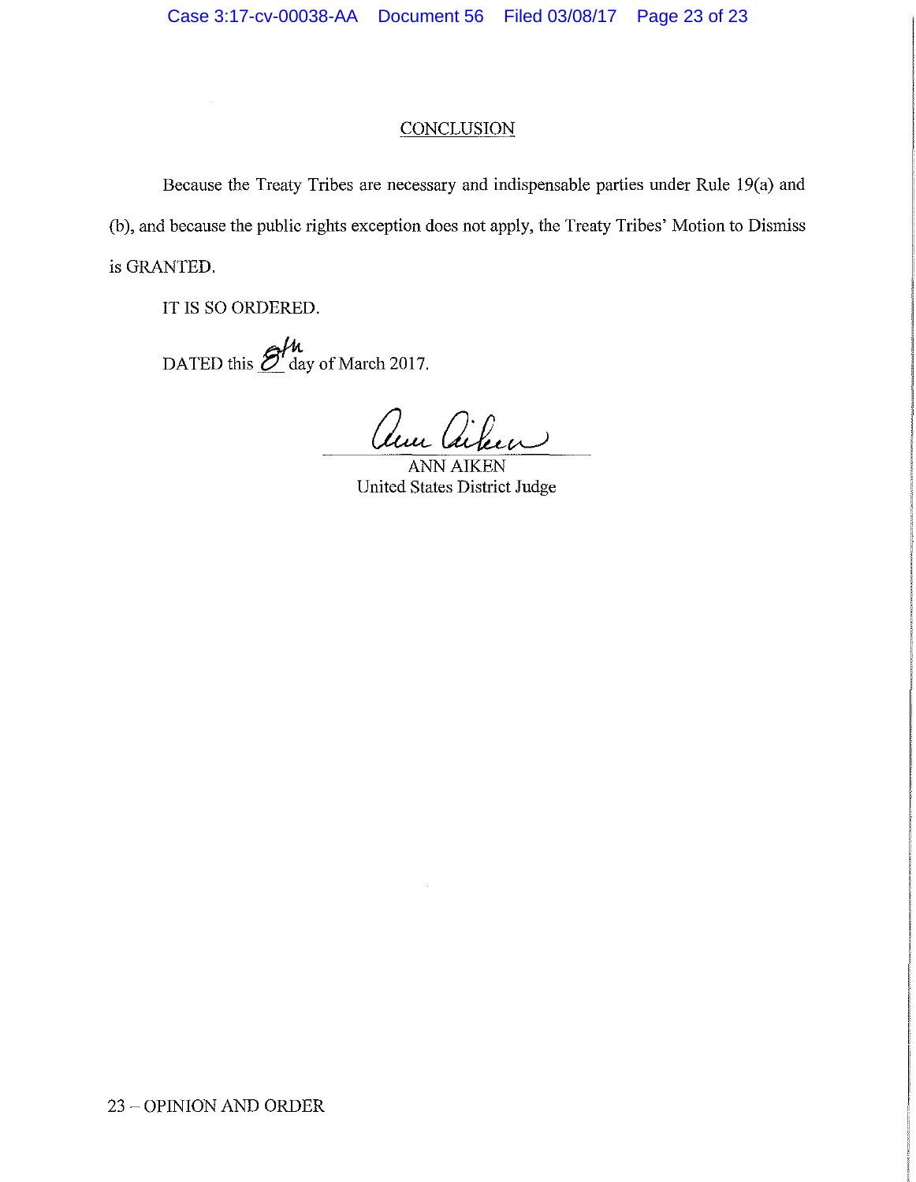## CONCLUSION

Because the Treaty Tribes are necessary and indispensable parties under Rule 19(a) and (b), and because the public rights exception does not apply, the Treaty Tribes' Motion to Dismiss is GRANTED.

IT IS SO ORDERED.

DATED this 8th day of March 2017.

ANN AIKEN
United States District Judge

23 – OPINION AND ORDER